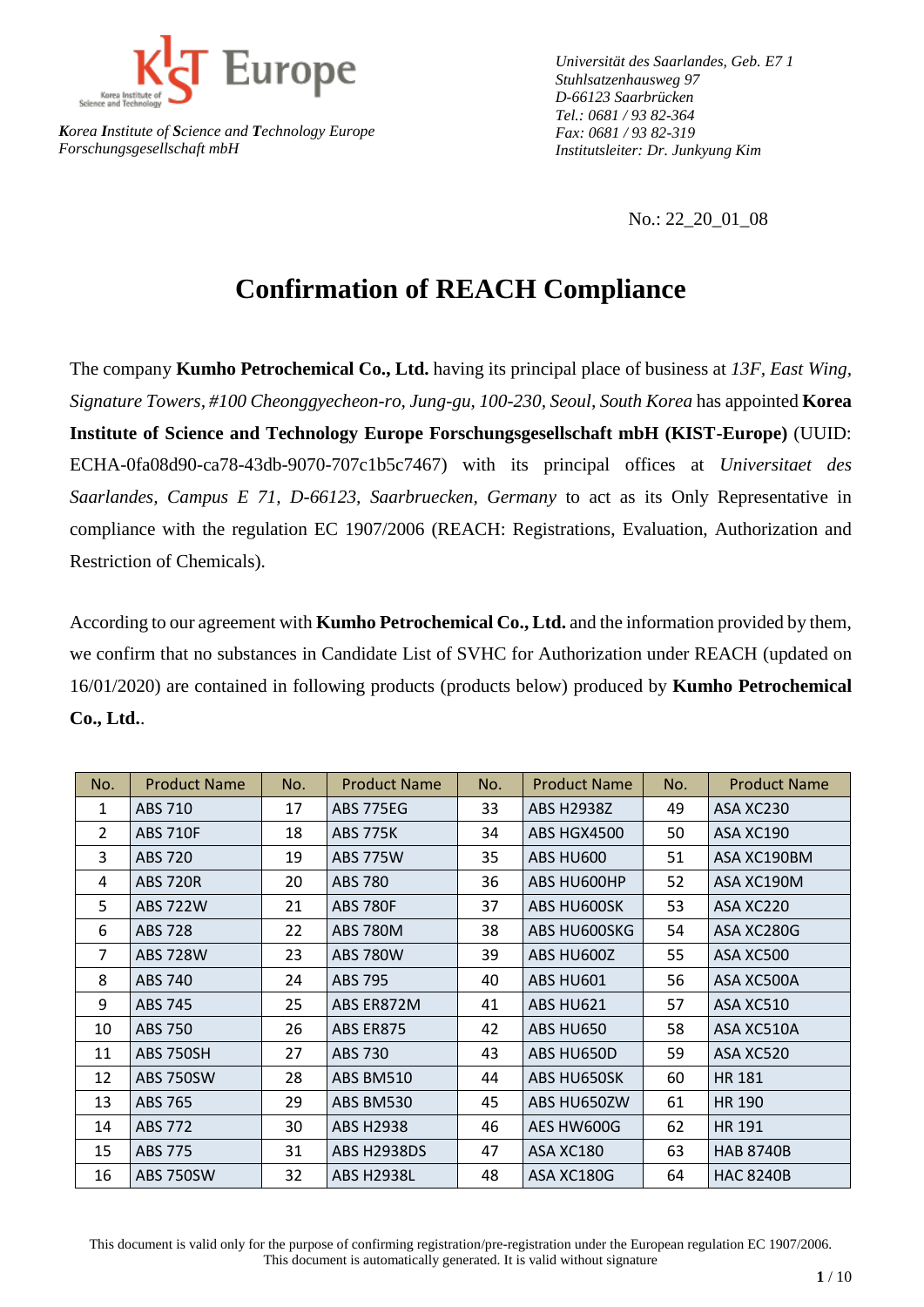KIST Europe

*Korea Institute of Science and Technology Europe*
*Forschungsgesellschaft mbH*

*Universität des Saarlandes, Geb. E7 1*
*Stuhlsatzenhausweg 97*
*D-66123 Saarbrücken*
*Tel.: 0681 / 93 82-364*
*Fax: 0681 / 93 82-319*
*Institutsleiter: Dr. Junkyung Kim*

No.: 22_20_01_08

# Confirmation of REACH Compliance

The company **Kumho Petrochemical Co., Ltd.** having its principal place of business at *13F, East Wing, Signature Towers, #100 Cheonggyecheon-ro, Jung-gu, 100-230, Seoul, South Korea* has appointed **Korea Institute of Science and Technology Europe Forschungsgesellschaft mbH (KIST-Europe)** (UUID: ECHA-0fa08d90-ca78-43db-9070-707c1b5c7467) with its principal offices at *Universitaet des Saarlandes, Campus E 71, D-66123, Saarbruecken, Germany* to act as its Only Representative in compliance with the regulation EC 1907/2006 (REACH: Registrations, Evaluation, Authorization and Restriction of Chemicals).

According to our agreement with **Kumho Petrochemical Co., Ltd.** and the information provided by them, we confirm that no substances in Candidate List of SVHC for Authorization under REACH (updated on 16/01/2020) are contained in following products (products below) produced by **Kumho Petrochemical Co., Ltd.**.

| No. | Product Name | No. | Product Name | No. | Product Name | No. | Product Name |
|---|---|---|---|---|---|---|---|
| 1 | ABS 710 | 17 | ABS 775EG | 33 | ABS H2938Z | 49 | ASA XC230 |
| 2 | ABS 710F | 18 | ABS 775K | 34 | ABS HGX4500 | 50 | ASA XC190 |
| 3 | ABS 720 | 19 | ABS 775W | 35 | ABS HU600 | 51 | ASA XC190BM |
| 4 | ABS 720R | 20 | ABS 780 | 36 | ABS HU600HP | 52 | ASA XC190M |
| 5 | ABS 722W | 21 | ABS 780F | 37 | ABS HU600SK | 53 | ASA XC220 |
| 6 | ABS 728 | 22 | ABS 780M | 38 | ABS HU600SKG | 54 | ASA XC280G |
| 7 | ABS 728W | 23 | ABS 780W | 39 | ABS HU600Z | 55 | ASA XC500 |
| 8 | ABS 740 | 24 | ABS 795 | 40 | ABS HU601 | 56 | ASA XC500A |
| 9 | ABS 745 | 25 | ABS ER872M | 41 | ABS HU621 | 57 | ASA XC510 |
| 10 | ABS 750 | 26 | ABS ER875 | 42 | ABS HU650 | 58 | ASA XC510A |
| 11 | ABS 750SH | 27 | ABS 730 | 43 | ABS HU650D | 59 | ASA XC520 |
| 12 | ABS 750SW | 28 | ABS BM510 | 44 | ABS HU650SK | 60 | HR 181 |
| 13 | ABS 765 | 29 | ABS BM530 | 45 | ABS HU650ZW | 61 | HR 190 |
| 14 | ABS 772 | 30 | ABS H2938 | 46 | AES HW600G | 62 | HR 191 |
| 15 | ABS 775 | 31 | ABS H2938DS | 47 | ASA XC180 | 63 | HAB 8740B |
| 16 | ABS 750SW | 32 | ABS H2938L | 48 | ASA XC180G | 64 | HAC 8240B |

This document is valid only for the purpose of confirming registration/pre-registration under the European regulation EC 1907/2006.
This document is automatically generated. It is valid without signature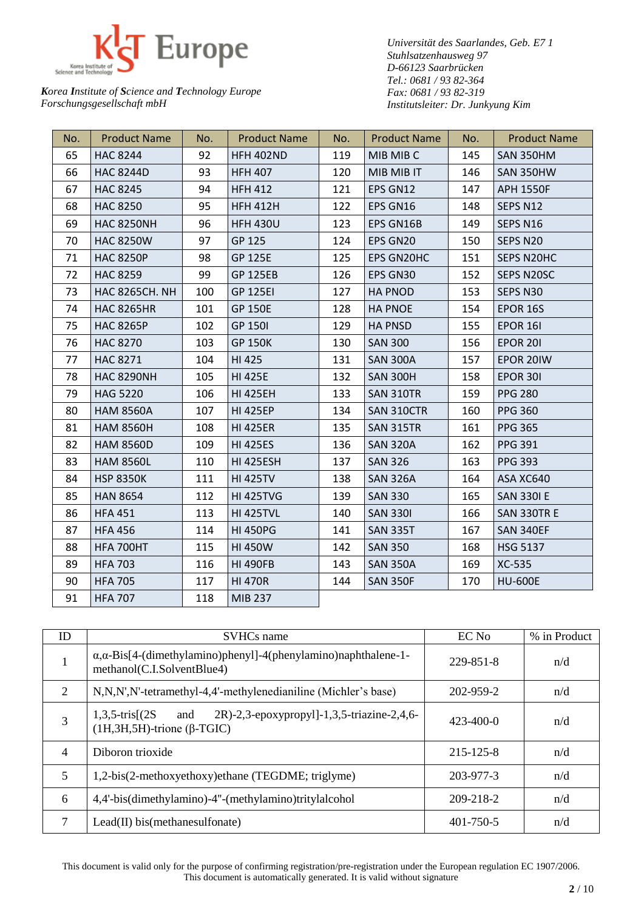*Korea Institute of Science and Technology Europe*
*Forschungsgesellschaft mbH*

*Universität des Saarlandes, Geb. E7 1*
*Stuhlsatzenhausweg 97*
*D-66123 Saarbrücken*
*Tel.: 0681 / 93 82-364*
*Fax: 0681 / 93 82-319*
*Institutsleiter: Dr. Junkyung Kim*

| No. | Product Name | No. | Product Name | No. | Product Name | No. | Product Name |
|---|---|---|---|---|---|---|---|
| 65 | HAC 8244 | 92 | HFH 402ND | 119 | MIB MIB C | 145 | SAN 350HM |
| 66 | HAC 8244D | 93 | HFH 407 | 120 | MIB MIB IT | 146 | SAN 350HW |
| 67 | HAC 8245 | 94 | HFH 412 | 121 | EPS GN12 | 147 | APH 1550F |
| 68 | HAC 8250 | 95 | HFH 412H | 122 | EPS GN16 | 148 | SEPS N12 |
| 69 | HAC 8250NH | 96 | HFH 430U | 123 | EPS GN16B | 149 | SEPS N16 |
| 70 | HAC 8250W | 97 | GP 125 | 124 | EPS GN20 | 150 | SEPS N20 |
| 71 | HAC 8250P | 98 | GP 125E | 125 | EPS GN20HC | 151 | SEPS N20HC |
| 72 | HAC 8259 | 99 | GP 125EB | 126 | EPS GN30 | 152 | SEPS N20SC |
| 73 | HAC 8265CH. NH | 100 | GP 125EI | 127 | HA PNOD | 153 | SEPS N30 |
| 74 | HAC 8265HR | 101 | GP 150E | 128 | HA PNOE | 154 | EPOR 16S |
| 75 | HAC 8265P | 102 | GP 150I | 129 | HA PNSD | 155 | EPOR 16I |
| 76 | HAC 8270 | 103 | GP 150K | 130 | SAN 300 | 156 | EPOR 20I |
| 77 | HAC 8271 | 104 | HI 425 | 131 | SAN 300A | 157 | EPOR 20IW |
| 78 | HAC 8290NH | 105 | HI 425E | 132 | SAN 300H | 158 | EPOR 30I |
| 79 | HAG 5220 | 106 | HI 425EH | 133 | SAN 310TR | 159 | PPG 280 |
| 80 | HAM 8560A | 107 | HI 425EP | 134 | SAN 310CTR | 160 | PPG 360 |
| 81 | HAM 8560H | 108 | HI 425ER | 135 | SAN 315TR | 161 | PPG 365 |
| 82 | HAM 8560D | 109 | HI 425ES | 136 | SAN 320A | 162 | PPG 391 |
| 83 | HAM 8560L | 110 | HI 425ESH | 137 | SAN 326 | 163 | PPG 393 |
| 84 | HSP 8350K | 111 | HI 425TV | 138 | SAN 326A | 164 | ASA XC640 |
| 85 | HAN 8654 | 112 | HI 425TVG | 139 | SAN 330 | 165 | SAN 330I E |
| 86 | HFA 451 | 113 | HI 425TVL | 140 | SAN 330I | 166 | SAN 330TR E |
| 87 | HFA 456 | 114 | HI 450PG | 141 | SAN 335T | 167 | SAN 340EF |
| 88 | HFA 700HT | 115 | HI 450W | 142 | SAN 350 | 168 | HSG 5137 |
| 89 | HFA 703 | 116 | HI 490FB | 143 | SAN 350A | 169 | XC-535 |
| 90 | HFA 705 | 117 | HI 470R | 144 | SAN 350F | 170 | HU-600E |
| 91 | HFA 707 | 118 | MIB 237 | | | | |

| ID | SVHCs name | EC No | % in Product |
|---|---|---|---|
| 1 | α,α-Bis[4-(dimethylamino)phenyl]-4(phenylamino)naphthalene-1-methanol(C.I.SolventBlue4) | 229-851-8 | n/d |
| 2 | N,N,N',N'-tetramethyl-4,4'-methylenedianiline (Michler's base) | 202-959-2 | n/d |
| 3 | 1,3,5-tris[(2S and 2R)-2,3-epoxypropyl]-1,3,5-triazine-2,4,6-(1H,3H,5H)-trione (β-TGIC) | 423-400-0 | n/d |
| 4 | Diboron trioxide | 215-125-8 | n/d |
| 5 | 1,2-bis(2-methoxyethoxy)ethane (TEGDME; triglyme) | 203-977-3 | n/d |
| 6 | 4,4'-bis(dimethylamino)-4''-(methylamino)tritylalcohol | 209-218-2 | n/d |
| 7 | Lead(II) bis(methanesulfonate) | 401-750-5 | n/d |

This document is valid only for the purpose of confirming registration/pre-registration under the European regulation EC 1907/2006.
This document is automatically generated. It is valid without signature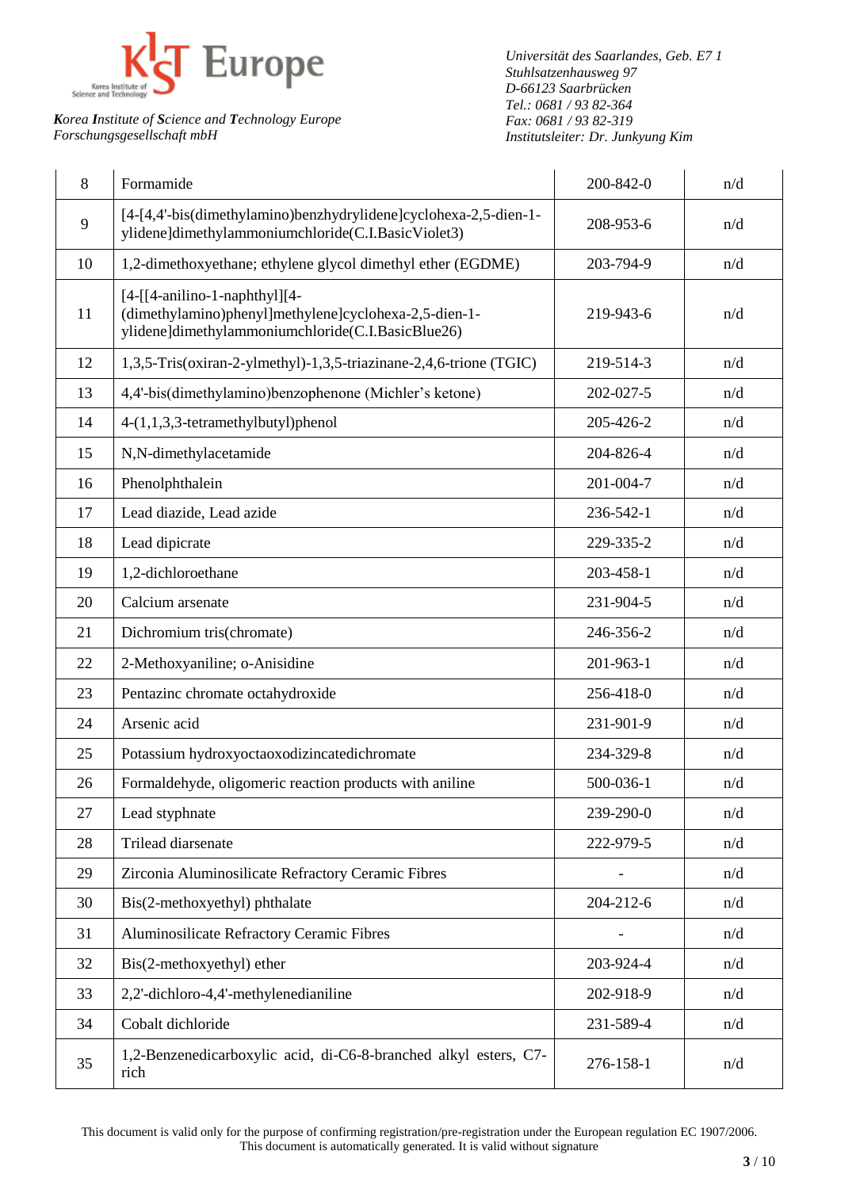| 8 | Formamide | 200-842-0 | n/d |
|---|---|---|---|
| 9 | [4-[4,4'-bis(dimethylamino)benzhydrylidene]cyclohexa-2,5-dien-1-ylidene]dimethylammoniumchloride(C.I.BasicViolet3) | 208-953-6 | n/d |
| 10 | 1,2-dimethoxyethane; ethylene glycol dimethyl ether (EGDME) | 203-794-9 | n/d |
| 11 | [4-[[4-anilino-1-naphthyl][4-(dimethylamino)phenyl]methylene]cyclohexa-2,5-dien-1-ylidene]dimethylammoniumchloride(C.I.BasicBlue26) | 219-943-6 | n/d |
| 12 | 1,3,5-Tris(oxiran-2-ylmethyl)-1,3,5-triazinane-2,4,6-trione (TGIC) | 219-514-3 | n/d |
| 13 | 4,4'-bis(dimethylamino)benzophenone (Michler's ketone) | 202-027-5 | n/d |
| 14 | 4-(1,1,3,3-tetramethylbutyl)phenol | 205-426-2 | n/d |
| 15 | N,N-dimethylacetamide | 204-826-4 | n/d |
| 16 | Phenolphthalein | 201-004-7 | n/d |
| 17 | Lead diazide, Lead azide | 236-542-1 | n/d |
| 18 | Lead dipicrate | 229-335-2 | n/d |
| 19 | 1,2-dichloroethane | 203-458-1 | n/d |
| 20 | Calcium arsenate | 231-904-5 | n/d |
| 21 | Dichromium tris(chromate) | 246-356-2 | n/d |
| 22 | 2-Methoxyaniline; o-Anisidine | 201-963-1 | n/d |
| 23 | Pentazinc chromate octahydroxide | 256-418-0 | n/d |
| 24 | Arsenic acid | 231-901-9 | n/d |
| 25 | Potassium hydroxyoctaoxodizincatedichromate | 234-329-8 | n/d |
| 26 | Formaldehyde, oligomeric reaction products with aniline | 500-036-1 | n/d |
| 27 | Lead styphnate | 239-290-0 | n/d |
| 28 | Trilead diarsenate | 222-979-5 | n/d |
| 29 | Zirconia Aluminosilicate Refractory Ceramic Fibres | - | n/d |
| 30 | Bis(2-methoxyethyl) phthalate | 204-212-6 | n/d |
| 31 | Aluminosilicate Refractory Ceramic Fibres | - | n/d |
| 32 | Bis(2-methoxyethyl) ether | 203-924-4 | n/d |
| 33 | 2,2'-dichloro-4,4'-methylenedianiline | 202-918-9 | n/d |
| 34 | Cobalt dichloride | 231-589-4 | n/d |
| 35 | 1,2-Benzenedicarboxylic acid, di-C6-8-branched alkyl esters, C7-rich | 276-158-1 | n/d |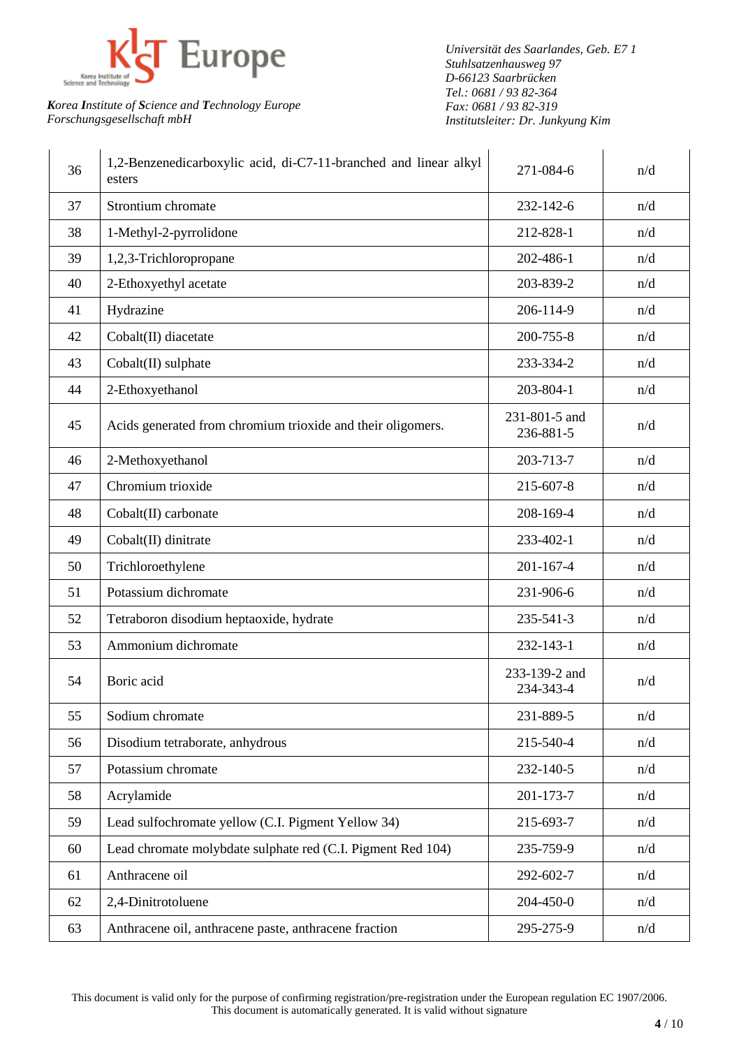Korea Institute of Science and Technology

KIST Europe

*Korea Institute of Science and Technology Europe*
*Forschungsgesellschaft mbH*

*Universität des Saarlandes, Geb. E7 1*
*Stuhlsatzenhausweg 97*
*D-66123 Saarbrücken*
*Tel.: 0681 / 93 82-364*
*Fax: 0681 / 93 82-319*
*Institutsleiter: Dr. Junkyung Kim*

| | | | |
|---|---|---|---|
| 36 | 1,2-Benzenedicarboxylic acid, di-C7-11-branched and linear alkyl esters | 271-084-6 | n/d |
| 37 | Strontium chromate | 232-142-6 | n/d |
| 38 | 1-Methyl-2-pyrrolidone | 212-828-1 | n/d |
| 39 | 1,2,3-Trichloropropane | 202-486-1 | n/d |
| 40 | 2-Ethoxyethyl acetate | 203-839-2 | n/d |
| 41 | Hydrazine | 206-114-9 | n/d |
| 42 | Cobalt(II) diacetate | 200-755-8 | n/d |
| 43 | Cobalt(II) sulphate | 233-334-2 | n/d |
| 44 | 2-Ethoxyethanol | 203-804-1 | n/d |
| 45 | Acids generated from chromium trioxide and their oligomers. | 231-801-5 and 236-881-5 | n/d |
| 46 | 2-Methoxyethanol | 203-713-7 | n/d |
| 47 | Chromium trioxide | 215-607-8 | n/d |
| 48 | Cobalt(II) carbonate | 208-169-4 | n/d |
| 49 | Cobalt(II) dinitrate | 233-402-1 | n/d |
| 50 | Trichloroethylene | 201-167-4 | n/d |
| 51 | Potassium dichromate | 231-906-6 | n/d |
| 52 | Tetraboron disodium heptaoxide, hydrate | 235-541-3 | n/d |
| 53 | Ammonium dichromate | 232-143-1 | n/d |
| 54 | Boric acid | 233-139-2 and 234-343-4 | n/d |
| 55 | Sodium chromate | 231-889-5 | n/d |
| 56 | Disodium tetraborate, anhydrous | 215-540-4 | n/d |
| 57 | Potassium chromate | 232-140-5 | n/d |
| 58 | Acrylamide | 201-173-7 | n/d |
| 59 | Lead sulfochromate yellow (C.I. Pigment Yellow 34) | 215-693-7 | n/d |
| 60 | Lead chromate molybdate sulphate red (C.I. Pigment Red 104) | 235-759-9 | n/d |
| 61 | Anthracene oil | 292-602-7 | n/d |
| 62 | 2,4-Dinitrotoluene | 204-450-0 | n/d |
| 63 | Anthracene oil, anthracene paste, anthracene fraction | 295-275-9 | n/d |

This document is valid only for the purpose of confirming registration/pre-registration under the European regulation EC 1907/2006.
This document is automatically generated. It is valid without signature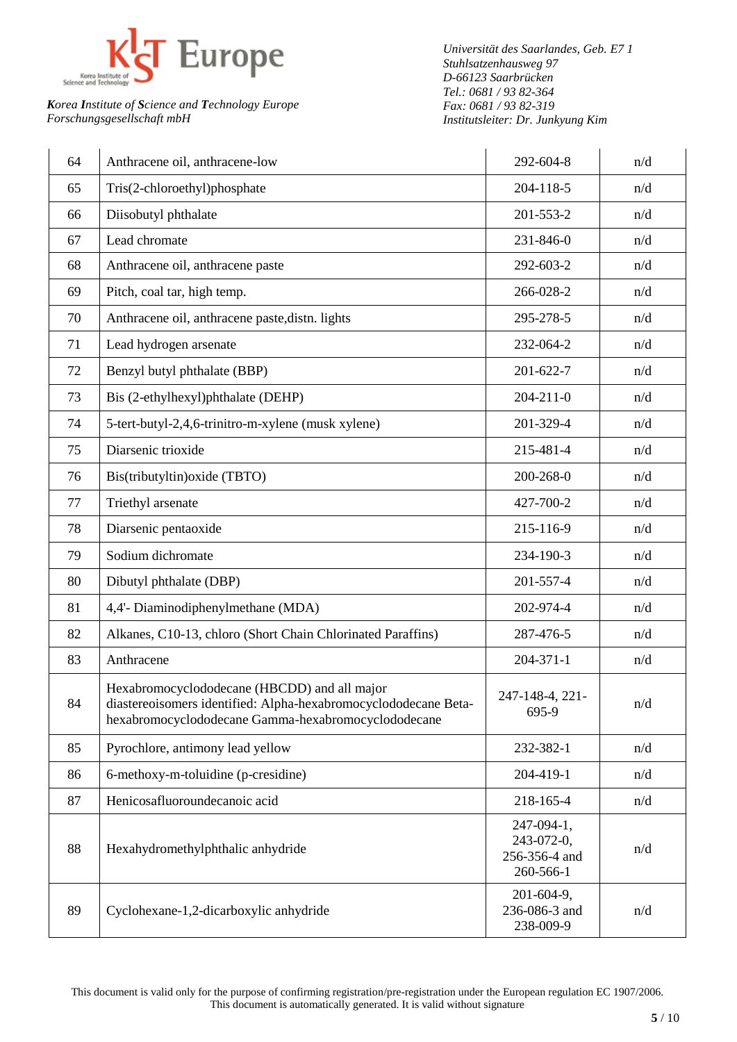| 64 | Anthracene oil, anthracene-low | 292-604-8 | n/d |
|---|---|---|---|
| 65 | Tris(2-chloroethyl)phosphate | 204-118-5 | n/d |
| 66 | Diisobutyl phthalate | 201-553-2 | n/d |
| 67 | Lead chromate | 231-846-0 | n/d |
| 68 | Anthracene oil, anthracene paste | 292-603-2 | n/d |
| 69 | Pitch, coal tar, high temp. | 266-028-2 | n/d |
| 70 | Anthracene oil, anthracene paste,distn. lights | 295-278-5 | n/d |
| 71 | Lead hydrogen arsenate | 232-064-2 | n/d |
| 72 | Benzyl butyl phthalate (BBP) | 201-622-7 | n/d |
| 73 | Bis (2-ethylhexyl)phthalate (DEHP) | 204-211-0 | n/d |
| 74 | 5-tert-butyl-2,4,6-trinitro-m-xylene (musk xylene) | 201-329-4 | n/d |
| 75 | Diarsenic trioxide | 215-481-4 | n/d |
| 76 | Bis(tributyltin)oxide (TBTO) | 200-268-0 | n/d |
| 77 | Triethyl arsenate | 427-700-2 | n/d |
| 78 | Diarsenic pentaoxide | 215-116-9 | n/d |
| 79 | Sodium dichromate | 234-190-3 | n/d |
| 80 | Dibutyl phthalate (DBP) | 201-557-4 | n/d |
| 81 | 4,4'- Diaminodiphenylmethane (MDA) | 202-974-4 | n/d |
| 82 | Alkanes, C10-13, chloro (Short Chain Chlorinated Paraffins) | 287-476-5 | n/d |
| 83 | Anthracene | 204-371-1 | n/d |
| 84 | Hexabromocyclododecane (HBCDD) and all major diastereoisomers identified: Alpha-hexabromocyclododecane Beta-hexabromocyclododecane Gamma-hexabromocyclododecane | 247-148-4, 221-695-9 | n/d |
| 85 | Pyrochlore, antimony lead yellow | 232-382-1 | n/d |
| 86 | 6-methoxy-m-toluidine (p-cresidine) | 204-419-1 | n/d |
| 87 | Henicosafluoroundecanoic acid | 218-165-4 | n/d |
| 88 | Hexahydromethylphthalic anhydride | 247-094-1, 243-072-0, 256-356-4 and 260-566-1 | n/d |
| 89 | Cyclohexane-1,2-dicarboxylic anhydride | 201-604-9, 236-086-3 and 238-009-9 | n/d |

This document is valid only for the purpose of confirming registration/pre-registration under the European regulation EC 1907/2006.
This document is automatically generated. It is valid without signature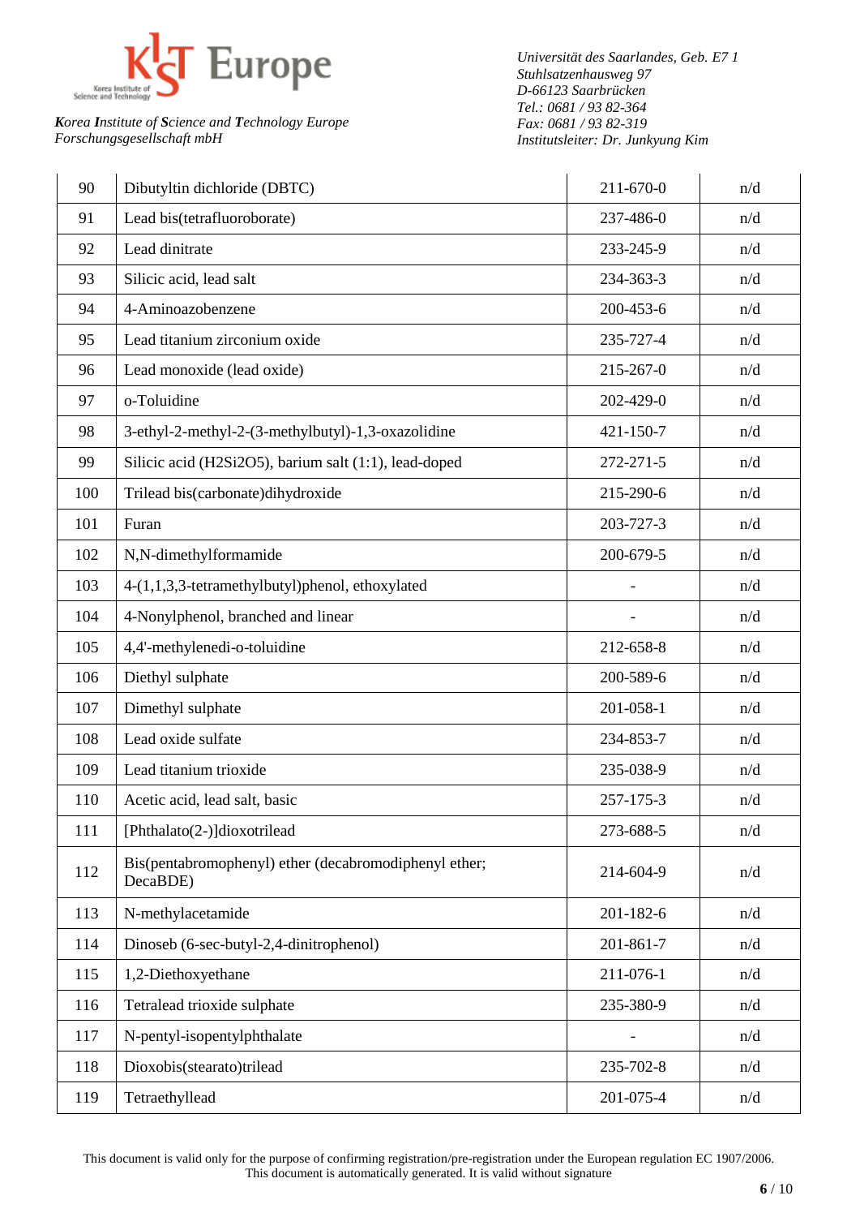*Korea Institute of Science and Technology Europe*
*Forschungsgesellschaft mbH*

*Universität des Saarlandes, Geb. E7 1*
*Stuhlsatzenhausweg 97*
*D-66123 Saarbrücken*
*Tel.: 0681 / 93 82-364*
*Fax: 0681 / 93 82-319*
*Institutsleiter: Dr. Junkyung Kim*

| | | | |
|---|---|---|---|
| 90 | Dibutyltin dichloride (DBTC) | 211-670-0 | n/d |
| 91 | Lead bis(tetrafluoroborate) | 237-486-0 | n/d |
| 92 | Lead dinitrate | 233-245-9 | n/d |
| 93 | Silicic acid, lead salt | 234-363-3 | n/d |
| 94 | 4-Aminoazobenzene | 200-453-6 | n/d |
| 95 | Lead titanium zirconium oxide | 235-727-4 | n/d |
| 96 | Lead monoxide (lead oxide) | 215-267-0 | n/d |
| 97 | o-Toluidine | 202-429-0 | n/d |
| 98 | 3-ethyl-2-methyl-2-(3-methylbutyl)-1,3-oxazolidine | 421-150-7 | n/d |
| 99 | Silicic acid (H2Si2O5), barium salt (1:1), lead-doped | 272-271-5 | n/d |
| 100 | Trilead bis(carbonate)dihydroxide | 215-290-6 | n/d |
| 101 | Furan | 203-727-3 | n/d |
| 102 | N,N-dimethylformamide | 200-679-5 | n/d |
| 103 | 4-(1,1,3,3-tetramethylbutyl)phenol, ethoxylated | - | n/d |
| 104 | 4-Nonylphenol, branched and linear | - | n/d |
| 105 | 4,4'-methylenedi-o-toluidine | 212-658-8 | n/d |
| 106 | Diethyl sulphate | 200-589-6 | n/d |
| 107 | Dimethyl sulphate | 201-058-1 | n/d |
| 108 | Lead oxide sulfate | 234-853-7 | n/d |
| 109 | Lead titanium trioxide | 235-038-9 | n/d |
| 110 | Acetic acid, lead salt, basic | 257-175-3 | n/d |
| 111 | [Phthalato(2-)]dioxotrilead | 273-688-5 | n/d |
| 112 | Bis(pentabromophenyl) ether (decabromodiphenyl ether; DecaBDE) | 214-604-9 | n/d |
| 113 | N-methylacetamide | 201-182-6 | n/d |
| 114 | Dinoseb (6-sec-butyl-2,4-dinitrophenol) | 201-861-7 | n/d |
| 115 | 1,2-Diethoxyethane | 211-076-1 | n/d |
| 116 | Tetralead trioxide sulphate | 235-380-9 | n/d |
| 117 | N-pentyl-isopentylphthalate | - | n/d |
| 118 | Dioxobis(stearato)trilead | 235-702-8 | n/d |
| 119 | Tetraethyllead | 201-075-4 | n/d |

This document is valid only for the purpose of confirming registration/pre-registration under the European regulation EC 1907/2006.
This document is automatically generated. It is valid without signature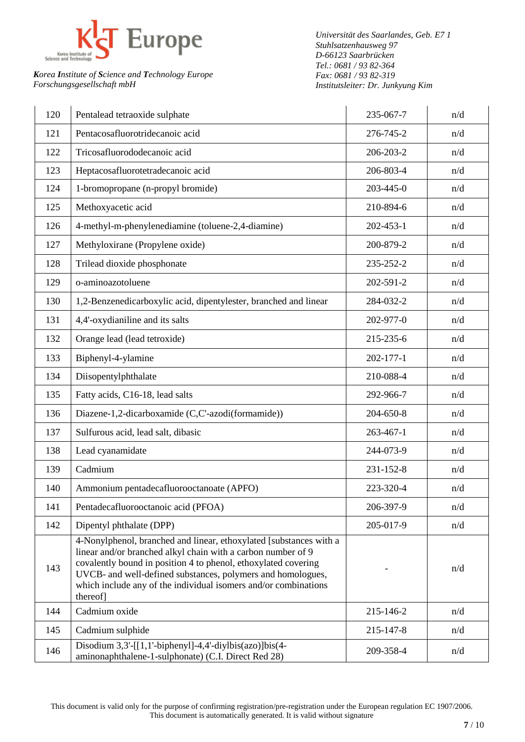| 120 | Pentalead tetraoxide sulphate | 235-067-7 | n/d |
|---|---|---|---|
| 121 | Pentacosafluorotridecanoic acid | 276-745-2 | n/d |
| 122 | Tricosafluorododecanoic acid | 206-203-2 | n/d |
| 123 | Heptacosafluorotetradecanoic acid | 206-803-4 | n/d |
| 124 | 1-bromopropane (n-propyl bromide) | 203-445-0 | n/d |
| 125 | Methoxyacetic acid | 210-894-6 | n/d |
| 126 | 4-methyl-m-phenylenediamine (toluene-2,4-diamine) | 202-453-1 | n/d |
| 127 | Methyloxirane (Propylene oxide) | 200-879-2 | n/d |
| 128 | Trilead dioxide phosphonate | 235-252-2 | n/d |
| 129 | o-aminoazotoluene | 202-591-2 | n/d |
| 130 | 1,2-Benzenedicarboxylic acid, dipentylester, branched and linear | 284-032-2 | n/d |
| 131 | 4,4'-oxydianiline and its salts | 202-977-0 | n/d |
| 132 | Orange lead (lead tetroxide) | 215-235-6 | n/d |
| 133 | Biphenyl-4-ylamine | 202-177-1 | n/d |
| 134 | Diisopentylphthalate | 210-088-4 | n/d |
| 135 | Fatty acids, C16-18, lead salts | 292-966-7 | n/d |
| 136 | Diazene-1,2-dicarboxamide (C,C'-azodi(formamide)) | 204-650-8 | n/d |
| 137 | Sulfurous acid, lead salt, dibasic | 263-467-1 | n/d |
| 138 | Lead cyanamidate | 244-073-9 | n/d |
| 139 | Cadmium | 231-152-8 | n/d |
| 140 | Ammonium pentadecafluorooctanoate (APFO) | 223-320-4 | n/d |
| 141 | Pentadecafluorooctanoic acid (PFOA) | 206-397-9 | n/d |
| 142 | Dipentyl phthalate (DPP) | 205-017-9 | n/d |
| 143 | 4-Nonylphenol, branched and linear, ethoxylated [substances with a linear and/or branched alkyl chain with a carbon number of 9 covalently bound in position 4 to phenol, ethoxylated covering UVCB- and well-defined substances, polymers and homologues, which include any of the individual isomers and/or combinations thereof] | - | n/d |
| 144 | Cadmium oxide | 215-146-2 | n/d |
| 145 | Cadmium sulphide | 215-147-8 | n/d |
| 146 | Disodium 3,3'-[[1,1'-biphenyl]-4,4'-diylbis(azo)]bis(4-aminonaphthalene-1-sulphonate) (C.I. Direct Red 28) | 209-358-4 | n/d |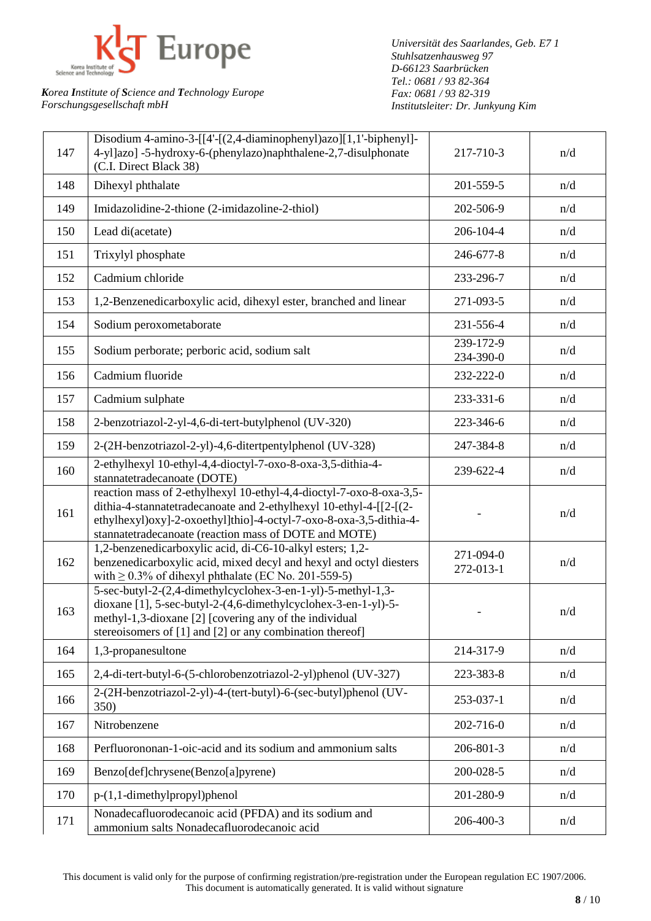| 147 | Disodium 4-amino-3-[[4'-[(2,4-diaminophenyl)azo][1,1'-biphenyl]-4-yl]azo] -5-hydroxy-6-(phenylazo)naphthalene-2,7-disulphonate (C.I. Direct Black 38) | 217-710-3 | n/d |
|---|---|---|---|
| 148 | Dihexyl phthalate | 201-559-5 | n/d |
| 149 | Imidazolidine-2-thione (2-imidazoline-2-thiol) | 202-506-9 | n/d |
| 150 | Lead di(acetate) | 206-104-4 | n/d |
| 151 | Trixylyl phosphate | 246-677-8 | n/d |
| 152 | Cadmium chloride | 233-296-7 | n/d |
| 153 | 1,2-Benzenedicarboxylic acid, dihexyl ester, branched and linear | 271-093-5 | n/d |
| 154 | Sodium peroxometaborate | 231-556-4 | n/d |
| 155 | Sodium perborate; perboric acid, sodium salt | 239-172-9 234-390-0 | n/d |
| 156 | Cadmium fluoride | 232-222-0 | n/d |
| 157 | Cadmium sulphate | 233-331-6 | n/d |
| 158 | 2-benzotriazol-2-yl-4,6-di-tert-butylphenol (UV-320) | 223-346-6 | n/d |
| 159 | 2-(2H-benzotriazol-2-yl)-4,6-ditertpentylphenol (UV-328) | 247-384-8 | n/d |
| 160 | 2-ethylhexyl 10-ethyl-4,4-dioctyl-7-oxo-8-oxa-3,5-dithia-4-stannatetradecanoate (DOTE) | 239-622-4 | n/d |
| 161 | reaction mass of 2-ethylhexyl 10-ethyl-4,4-dioctyl-7-oxo-8-oxa-3,5-dithia-4-stannatetradecanoate and 2-ethylhexyl 10-ethyl-4-[[2-[(2-ethylhexyl)oxy]-2-oxoethyl]thio]-4-octyl-7-oxo-8-oxa-3,5-dithia-4-stannatetradecanoate (reaction mass of DOTE and MOTE) | - | n/d |
| 162 | 1,2-benzenedicarboxylic acid, di-C6-10-alkyl esters; 1,2-benzenedicarboxylic acid, mixed decyl and hexyl and octyl diesters with ≥ 0.3% of dihexyl phthalate (EC No. 201-559-5) | 271-094-0 272-013-1 | n/d |
| 163 | 5-sec-butyl-2-(2,4-dimethylcyclohex-3-en-1-yl)-5-methyl-1,3-dioxane [1], 5-sec-butyl-2-(4,6-dimethylcyclohex-3-en-1-yl)-5-methyl-1,3-dioxane [2] [covering any of the individual stereoisomers of [1] and [2] or any combination thereof] | - | n/d |
| 164 | 1,3-propanesultone | 214-317-9 | n/d |
| 165 | 2,4-di-tert-butyl-6-(5-chlorobenzotriazol-2-yl)phenol (UV-327) | 223-383-8 | n/d |
| 166 | 2-(2H-benzotriazol-2-yl)-4-(tert-butyl)-6-(sec-butyl)phenol (UV-350) | 253-037-1 | n/d |
| 167 | Nitrobenzene | 202-716-0 | n/d |
| 168 | Perfluorononan-1-oic-acid and its sodium and ammonium salts | 206-801-3 | n/d |
| 169 | Benzo[def]chrysene(Benzo[a]pyrene) | 200-028-5 | n/d |
| 170 | p-(1,1-dimethylpropyl)phenol | 201-280-9 | n/d |
| 171 | Nonadecafluorodecanoic acid (PFDA) and its sodium and ammonium salts Nonadecafluorodecanoic acid | 206-400-3 | n/d |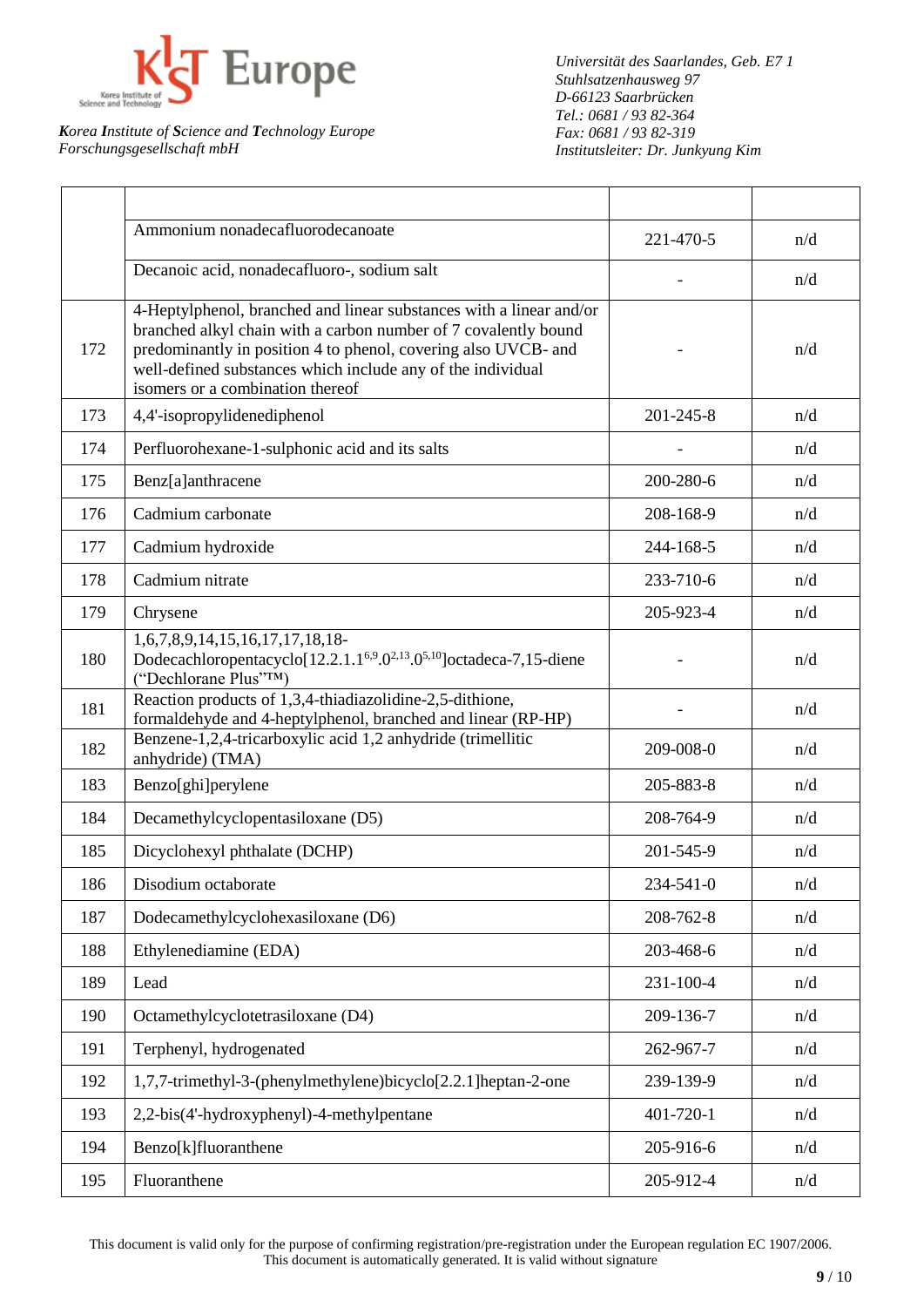**Korea Institute of Science and Technology Europe**
*Forschungsgesellschaft mbH*

*Universität des Saarlandes, Geb. E7 1*
*Stuhlsatzenhausweg 97*
*D-66123 Saarbrücken*
*Tel.: 0681 / 93 82-364*
*Fax: 0681 / 93 82-319*
*Institutsleiter: Dr. Junkyung Kim*

| | | | |
|---|---|---|---|
| | Ammonium nonadecafluorodecanoate | 221-470-5 | n/d |
| | Decanoic acid, nonadecafluoro-, sodium salt | - | n/d |
| 172 | 4-Heptylphenol, branched and linear substances with a linear and/or branched alkyl chain with a carbon number of 7 covalently bound predominantly in position 4 to phenol, covering also UVCB- and well-defined substances which include any of the individual isomers or a combination thereof | - | n/d |
| 173 | 4,4'-isopropylidenediphenol | 201-245-8 | n/d |
| 174 | Perfluorohexane-1-sulphonic acid and its salts | - | n/d |
| 175 | Benz[a]anthracene | 200-280-6 | n/d |
| 176 | Cadmium carbonate | 208-168-9 | n/d |
| 177 | Cadmium hydroxide | 244-168-5 | n/d |
| 178 | Cadmium nitrate | 233-710-6 | n/d |
| 179 | Chrysene | 205-923-4 | n/d |
| 180 | 1,6,7,8,9,14,15,16,17,17,18,18-Dodecachloropentacyclo[12.2.1.1$^{6,9}$.0$^{2,13}$.0$^{5,10}$]octadeca-7,15-diene ("Dechlorane Plus"™) | - | n/d |
| 181 | Reaction products of 1,3,4-thiadiazolidine-2,5-dithione, formaldehyde and 4-heptylphenol, branched and linear (RP-HP) | - | n/d |
| 182 | Benzene-1,2,4-tricarboxylic acid 1,2 anhydride (trimellitic anhydride) (TMA) | 209-008-0 | n/d |
| 183 | Benzo[ghi]perylene | 205-883-8 | n/d |
| 184 | Decamethylcyclopentasiloxane (D5) | 208-764-9 | n/d |
| 185 | Dicyclohexyl phthalate (DCHP) | 201-545-9 | n/d |
| 186 | Disodium octaborate | 234-541-0 | n/d |
| 187 | Dodecamethylcyclohexasiloxane (D6) | 208-762-8 | n/d |
| 188 | Ethylenediamine (EDA) | 203-468-6 | n/d |
| 189 | Lead | 231-100-4 | n/d |
| 190 | Octamethylcyclotetrasiloxane (D4) | 209-136-7 | n/d |
| 191 | Terphenyl, hydrogenated | 262-967-7 | n/d |
| 192 | 1,7,7-trimethyl-3-(phenylmethylene)bicyclo[2.2.1]heptan-2-one | 239-139-9 | n/d |
| 193 | 2,2-bis(4'-hydroxyphenyl)-4-methylpentane | 401-720-1 | n/d |
| 194 | Benzo[k]fluoranthene | 205-916-6 | n/d |
| 195 | Fluoranthene | 205-912-4 | n/d |

This document is valid only for the purpose of confirming registration/pre-registration under the European regulation EC 1907/2006.
This document is automatically generated. It is valid without signature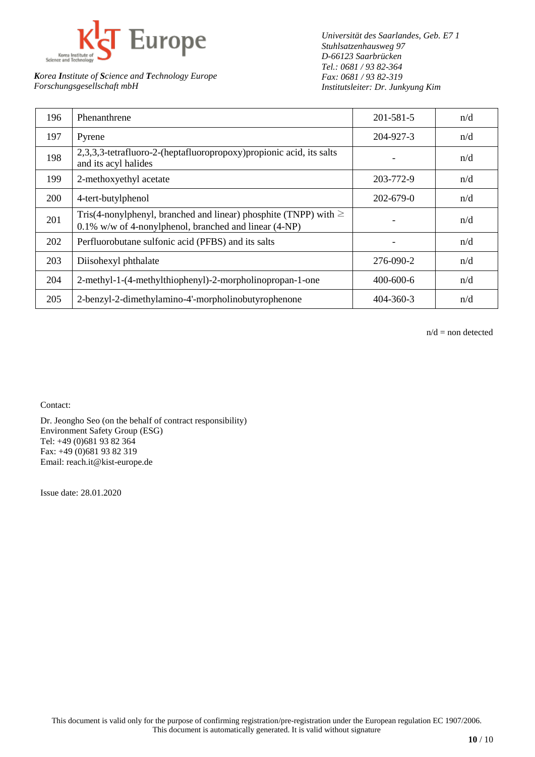| | | | |
|---|---|---|---|
| 196 | Phenanthrene | 201-581-5 | n/d |
| 197 | Pyrene | 204-927-3 | n/d |
| 198 | 2,3,3,3-tetrafluoro-2-(heptafluoropropoxy)propionic acid, its salts and its acyl halides | - | n/d |
| 199 | 2-methoxyethyl acetate | 203-772-9 | n/d |
| 200 | 4-tert-butylphenol | 202-679-0 | n/d |
| 201 | Tris(4-nonylphenyl, branched and linear) phosphite (TNPP) with ≥ 0.1% w/w of 4-nonylphenol, branched and linear (4-NP) | - | n/d |
| 202 | Perfluorobutane sulfonic acid (PFBS) and its salts | - | n/d |
| 203 | Diisohexyl phthalate | 276-090-2 | n/d |
| 204 | 2-methyl-1-(4-methylthiophenyl)-2-morpholinopropan-1-one | 400-600-6 | n/d |
| 205 | 2-benzyl-2-dimethylamino-4'-morpholinobutyrophenone | 404-360-3 | n/d |

n/d = non detected

Contact:

Dr. Jeongho Seo (on the behalf of contract responsibility)
Environment Safety Group (ESG)
Tel: +49 (0)681 93 82 364
Fax: +49 (0)681 93 82 319
Email: reach.it@kist-europe.de

Issue date: 28.01.2020

This document is valid only for the purpose of confirming registration/pre-registration under the European regulation EC 1907/2006.
This document is automatically generated. It is valid without signature